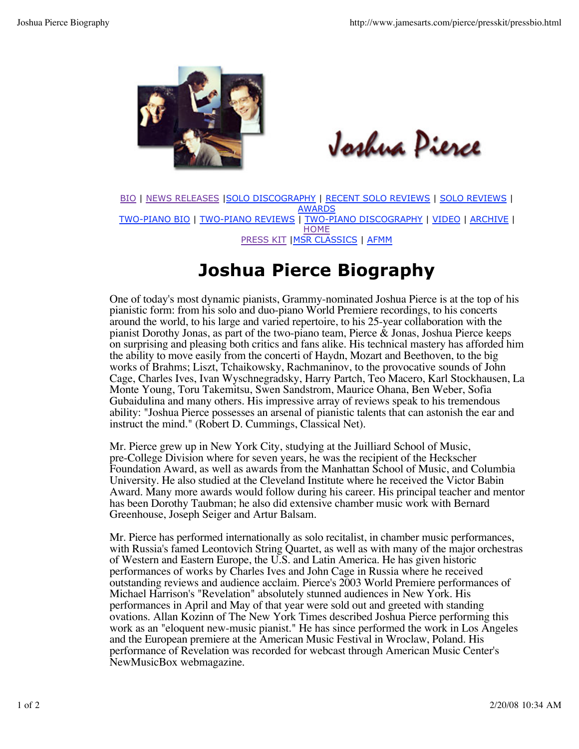Joshua Pierce

BIO | NEWS RELEASES | SOLO DISCOGRAPHY | RECENT SOLO REVIEWS | SOLO REVIEWS | AWARDS
TWO-PIANO BIO | TWO-PIANO REVIEWS | TWO-PIANO DISCOGRAPHY | VIDEO | ARCHIVE | HOME
PRESS KIT | MSR CLASSICS | AFMM

# Joshua Pierce Biography

One of today's most dynamic pianists, Grammy-nominated Joshua Pierce is at the top of his pianistic form: from his solo and duo-piano World Premiere recordings, to his concerts around the world, to his large and varied repertoire, to his 25-year collaboration with the pianist Dorothy Jonas, as part of the two-piano team, Pierce & Jonas, Joshua Pierce keeps on surprising and pleasing both critics and fans alike. His technical mastery has afforded him the ability to move easily from the concerti of Haydn, Mozart and Beethoven, to the big works of Brahms; Liszt, Tchaikowsky, Rachmaninov, to the provocative sounds of John Cage, Charles Ives, Ivan Wyschnegradsky, Harry Partch, Teo Macero, Karl Stockhausen, La Monte Young, Toru Takemitsu, Swen Sandstrom, Maurice Ohana, Ben Weber, Sofia Gubaidulina and many others. His impressive array of reviews speak to his tremendous ability: "Joshua Pierce possesses an arsenal of pianistic talents that can astonish the ear and instruct the mind." (Robert D. Cummings, Classical Net).

Mr. Pierce grew up in New York City, studying at the Juilliard School of Music, pre-College Division where for seven years, he was the recipient of the Heckscher Foundation Award, as well as awards from the Manhattan School of Music, and Columbia University. He also studied at the Cleveland Institute where he received the Victor Babin Award. Many more awards would follow during his career. His principal teacher and mentor has been Dorothy Taubman; he also did extensive chamber music work with Bernard Greenhouse, Joseph Seiger and Artur Balsam.

Mr. Pierce has performed internationally as solo recitalist, in chamber music performances, with Russia's famed Leontovich String Quartet, as well as with many of the major orchestras of Western and Eastern Europe, the U.S. and Latin America. He has given historic performances of works by Charles Ives and John Cage in Russia where he received outstanding reviews and audience acclaim. Pierce's 2003 World Premiere performances of Michael Harrison's "Revelation" absolutely stunned audiences in New York. His performances in April and May of that year were sold out and greeted with standing ovations. Allan Kozinn of The New York Times described Joshua Pierce performing this work as an "eloquent new-music pianist." He has since performed the work in Los Angeles and the European premiere at the American Music Festival in Wroclaw, Poland. His performance of Revelation was recorded for webcast through American Music Center's NewMusicBox webmagazine.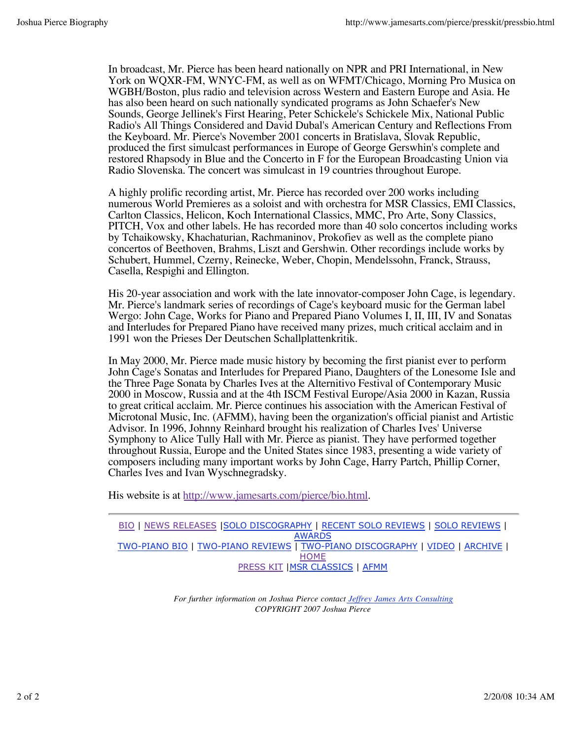In broadcast, Mr. Pierce has been heard nationally on NPR and PRI International, in New York on WQXR-FM, WNYC-FM, as well as on WFMT/Chicago, Morning Pro Musica on WGBH/Boston, plus radio and television across Western and Eastern Europe and Asia. He has also been heard on such nationally syndicated programs as John Schaefer's New Sounds, George Jellinek's First Hearing, Peter Schickele's Schickele Mix, National Public Radio's All Things Considered and David Dubal's American Century and Reflections From the Keyboard. Mr. Pierce's November 2001 concerts in Bratislava, Slovak Republic, produced the first simulcast performances in Europe of George Gerswhin's complete and restored Rhapsody in Blue and the Concerto in F for the European Broadcasting Union via Radio Slovenska. The concert was simulcast in 19 countries throughout Europe.

A highly prolific recording artist, Mr. Pierce has recorded over 200 works including numerous World Premieres as a soloist and with orchestra for MSR Classics, EMI Classics, Carlton Classics, Helicon, Koch International Classics, MMC, Pro Arte, Sony Classics, PITCH, Vox and other labels. He has recorded more than 40 solo concertos including works by Tchaikowsky, Khachaturian, Rachmaninov, Prokofiev as well as the complete piano concertos of Beethoven, Brahms, Liszt and Gershwin. Other recordings include works by Schubert, Hummel, Czerny, Reinecke, Weber, Chopin, Mendelssohn, Franck, Strauss, Casella, Respighi and Ellington.

His 20-year association and work with the late innovator-composer John Cage, is legendary. Mr. Pierce's landmark series of recordings of Cage's keyboard music for the German label Wergo: John Cage, Works for Piano and Prepared Piano Volumes I, II, III, IV and Sonatas and Interludes for Prepared Piano have received many prizes, much critical acclaim and in 1991 won the Prieses Der Deutschen Schallplattenkritik.

In May 2000, Mr. Pierce made music history by becoming the first pianist ever to perform John Cage's Sonatas and Interludes for Prepared Piano, Daughters of the Lonesome Isle and the Three Page Sonata by Charles Ives at the Alternitivo Festival of Contemporary Music 2000 in Moscow, Russia and at the 4th ISCM Festival Europe/Asia 2000 in Kazan, Russia to great critical acclaim. Mr. Pierce continues his association with the American Festival of Microtonal Music, Inc. (AFMM), having been the organization's official pianist and Artistic Advisor. In 1996, Johnny Reinhard brought his realization of Charles Ives' Universe Symphony to Alice Tully Hall with Mr. Pierce as pianist. They have performed together throughout Russia, Europe and the United States since 1983, presenting a wide variety of composers including many important works by John Cage, Harry Partch, Phillip Corner, Charles Ives and Ivan Wyschnegradsky.

His website is at http://www.jamesarts.com/pierce/bio.html.

---

BIO | NEWS RELEASES | SOLO DISCOGRAPHY | RECENT SOLO REVIEWS | SOLO REVIEWS | AWARDS
TWO-PIANO BIO | TWO-PIANO REVIEWS | TWO-PIANO DISCOGRAPHY | VIDEO | ARCHIVE | HOME
PRESS KIT | MSR CLASSICS | AFMM

*For further information on Joshua Pierce contact Jeffrey James Arts Consulting*
*COPYRIGHT 2007 Joshua Pierce*